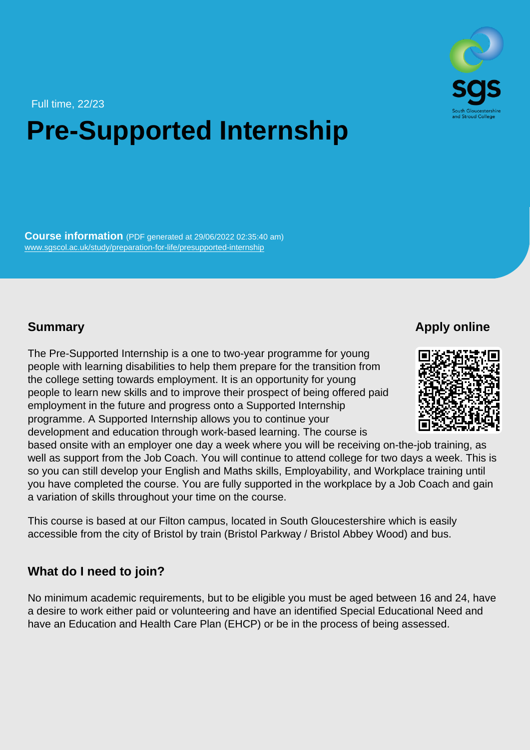Full time, 22/23

# Pre-Supported Internship

**Course information** (PDF generated at 29/06/2022 02:35:40 am)
www.sgscol.ac.uk/study/preparation-for-life/presupported-internship

## Summary

The Pre-Supported Internship is a one to two-year programme for young people with learning disabilities to help them prepare for the transition from the college setting towards employment. It is an opportunity for young people to learn new skills and to improve their prospect of being offered paid employment in the future and progress onto a Supported Internship programme. A Supported Internship allows you to continue your development and education through work-based learning. The course is based onsite with an employer one day a week where you will be receiving on-the-job training, as well as support from the Job Coach. You will continue to attend college for two days a week. This is so you can still develop your English and Maths skills, Employability, and Workplace training until you have completed the course. You are fully supported in the workplace by a Job Coach and gain a variation of skills throughout your time on the course.

This course is based at our Filton campus, located in South Gloucestershire which is easily accessible from the city of Bristol by train (Bristol Parkway / Bristol Abbey Wood) and bus.

## Apply online

## What do I need to join?

No minimum academic requirements, but to be eligible you must be aged between 16 and 24, have a desire to work either paid or volunteering and have an identified Special Educational Need and have an Education and Health Care Plan (EHCP) or be in the process of being assessed.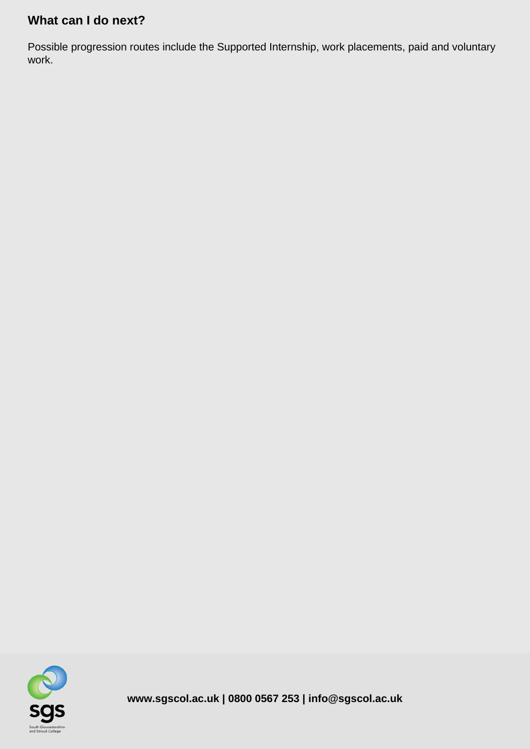## What can I do next?

Possible progression routes include the Supported Internship, work placements, paid and voluntary work.

**www.sgscol.ac.uk | 0800 0567 253 | info@sgscol.ac.uk**